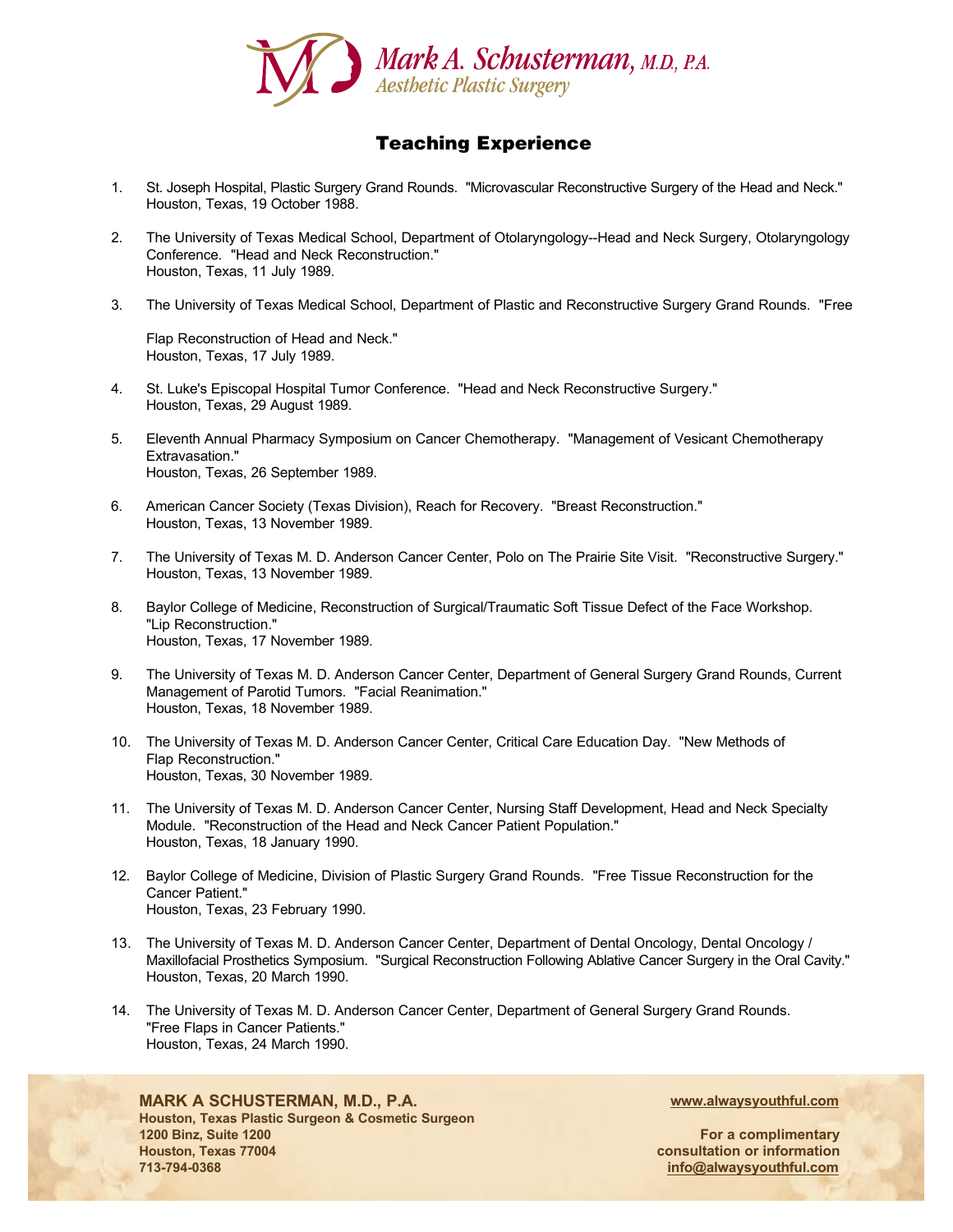# Teaching Experience

1. St. Joseph Hospital, Plastic Surgery Grand Rounds. "Microvascular Reconstructive Surgery of the Head and Neck." Houston, Texas, 19 October 1988.

2. The University of Texas Medical School, Department of Otolaryngology--Head and Neck Surgery, Otolaryngology Conference. "Head and Neck Reconstruction." Houston, Texas, 11 July 1989.

3. The University of Texas Medical School, Department of Plastic and Reconstructive Surgery Grand Rounds. "Free Flap Reconstruction of Head and Neck." Houston, Texas, 17 July 1989.

4. St. Luke's Episcopal Hospital Tumor Conference. "Head and Neck Reconstructive Surgery." Houston, Texas, 29 August 1989.

5. Eleventh Annual Pharmacy Symposium on Cancer Chemotherapy. "Management of Vesicant Chemotherapy Extravasation." Houston, Texas, 26 September 1989.

6. American Cancer Society (Texas Division), Reach for Recovery. "Breast Reconstruction." Houston, Texas, 13 November 1989.

7. The University of Texas M. D. Anderson Cancer Center, Polo on The Prairie Site Visit. "Reconstructive Surgery." Houston, Texas, 13 November 1989.

8. Baylor College of Medicine, Reconstruction of Surgical/Traumatic Soft Tissue Defect of the Face Workshop. "Lip Reconstruction." Houston, Texas, 17 November 1989.

9. The University of Texas M. D. Anderson Cancer Center, Department of General Surgery Grand Rounds, Current Management of Parotid Tumors. "Facial Reanimation." Houston, Texas, 18 November 1989.

10. The University of Texas M. D. Anderson Cancer Center, Critical Care Education Day. "New Methods of Flap Reconstruction." Houston, Texas, 30 November 1989.

11. The University of Texas M. D. Anderson Cancer Center, Nursing Staff Development, Head and Neck Specialty Module. "Reconstruction of the Head and Neck Cancer Patient Population." Houston, Texas, 18 January 1990.

12. Baylor College of Medicine, Division of Plastic Surgery Grand Rounds. "Free Tissue Reconstruction for the Cancer Patient." Houston, Texas, 23 February 1990.

13. The University of Texas M. D. Anderson Cancer Center, Department of Dental Oncology, Dental Oncology / Maxillofacial Prosthetics Symposium. "Surgical Reconstruction Following Ablative Cancer Surgery in the Oral Cavity." Houston, Texas, 20 March 1990.

14. The University of Texas M. D. Anderson Cancer Center, Department of General Surgery Grand Rounds. "Free Flaps in Cancer Patients." Houston, Texas, 24 March 1990.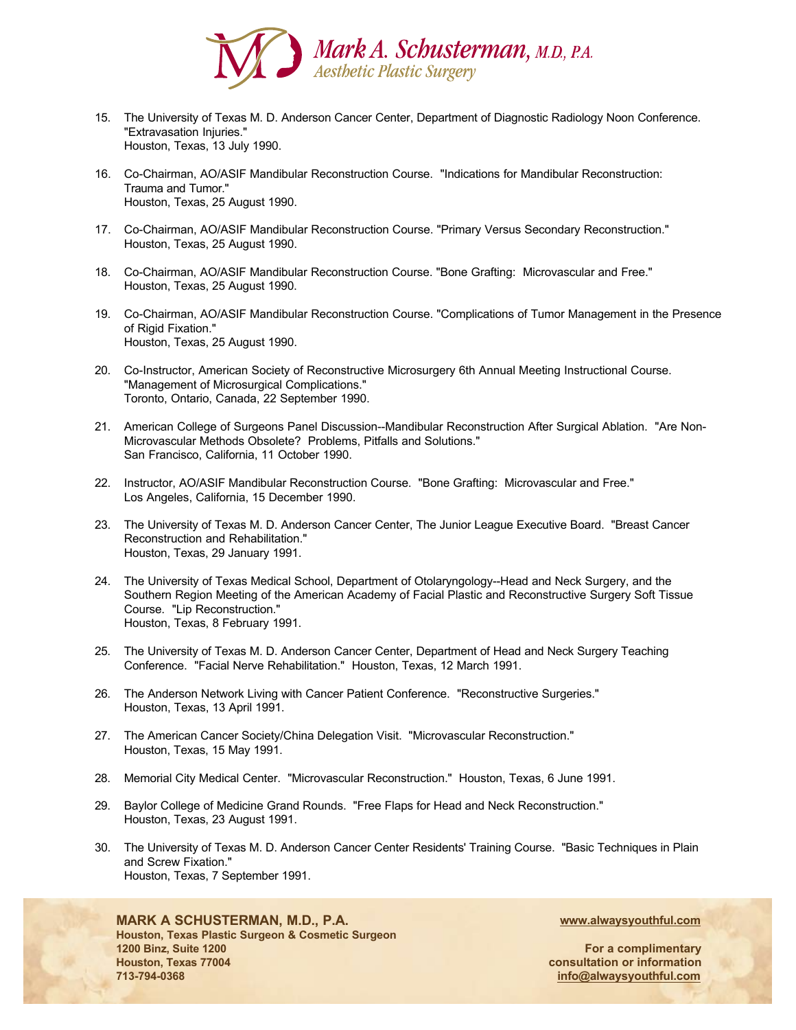15. The University of Texas M. D. Anderson Cancer Center, Department of Diagnostic Radiology Noon Conference. "Extravasation Injuries."
    Houston, Texas, 13 July 1990.

16. Co-Chairman, AO/ASIF Mandibular Reconstruction Course. "Indications for Mandibular Reconstruction: Trauma and Tumor."
    Houston, Texas, 25 August 1990.

17. Co-Chairman, AO/ASIF Mandibular Reconstruction Course. "Primary Versus Secondary Reconstruction."
    Houston, Texas, 25 August 1990.

18. Co-Chairman, AO/ASIF Mandibular Reconstruction Course. "Bone Grafting: Microvascular and Free."
    Houston, Texas, 25 August 1990.

19. Co-Chairman, AO/ASIF Mandibular Reconstruction Course. "Complications of Tumor Management in the Presence of Rigid Fixation."
    Houston, Texas, 25 August 1990.

20. Co-Instructor, American Society of Reconstructive Microsurgery 6th Annual Meeting Instructional Course. "Management of Microsurgical Complications."
    Toronto, Ontario, Canada, 22 September 1990.

21. American College of Surgeons Panel Discussion--Mandibular Reconstruction After Surgical Ablation. "Are Non-Microvascular Methods Obsolete? Problems, Pitfalls and Solutions."
    San Francisco, California, 11 October 1990.

22. Instructor, AO/ASIF Mandibular Reconstruction Course. "Bone Grafting: Microvascular and Free."
    Los Angeles, California, 15 December 1990.

23. The University of Texas M. D. Anderson Cancer Center, The Junior League Executive Board. "Breast Cancer Reconstruction and Rehabilitation."
    Houston, Texas, 29 January 1991.

24. The University of Texas Medical School, Department of Otolaryngology--Head and Neck Surgery, and the Southern Region Meeting of the American Academy of Facial Plastic and Reconstructive Surgery Soft Tissue Course. "Lip Reconstruction."
    Houston, Texas, 8 February 1991.

25. The University of Texas M. D. Anderson Cancer Center, Department of Head and Neck Surgery Teaching Conference. "Facial Nerve Rehabilitation." Houston, Texas, 12 March 1991.

26. The Anderson Network Living with Cancer Patient Conference. "Reconstructive Surgeries."
    Houston, Texas, 13 April 1991.

27. The American Cancer Society/China Delegation Visit. "Microvascular Reconstruction."
    Houston, Texas, 15 May 1991.

28. Memorial City Medical Center. "Microvascular Reconstruction." Houston, Texas, 6 June 1991.

29. Baylor College of Medicine Grand Rounds. "Free Flaps for Head and Neck Reconstruction."
    Houston, Texas, 23 August 1991.

30. The University of Texas M. D. Anderson Cancer Center Residents' Training Course. "Basic Techniques in Plain and Screw Fixation."
    Houston, Texas, 7 September 1991.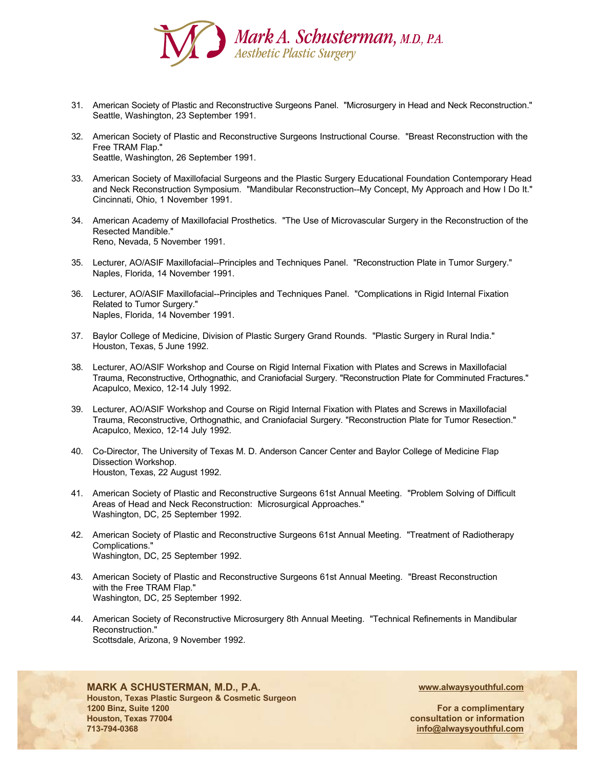31. American Society of Plastic and Reconstructive Surgeons Panel. "Microsurgery in Head and Neck Reconstruction." Seattle, Washington, 23 September 1991.

32. American Society of Plastic and Reconstructive Surgeons Instructional Course. "Breast Reconstruction with the Free TRAM Flap."
    Seattle, Washington, 26 September 1991.

33. American Society of Maxillofacial Surgeons and the Plastic Surgery Educational Foundation Contemporary Head and Neck Reconstruction Symposium. "Mandibular Reconstruction--My Concept, My Approach and How I Do It." Cincinnati, Ohio, 1 November 1991.

34. American Academy of Maxillofacial Prosthetics. "The Use of Microvascular Surgery in the Reconstruction of the Resected Mandible."
    Reno, Nevada, 5 November 1991.

35. Lecturer, AO/ASIF Maxillofacial--Principles and Techniques Panel. "Reconstruction Plate in Tumor Surgery." Naples, Florida, 14 November 1991.

36. Lecturer, AO/ASIF Maxillofacial--Principles and Techniques Panel. "Complications in Rigid Internal Fixation Related to Tumor Surgery."
    Naples, Florida, 14 November 1991.

37. Baylor College of Medicine, Division of Plastic Surgery Grand Rounds. "Plastic Surgery in Rural India." Houston, Texas, 5 June 1992.

38. Lecturer, AO/ASIF Workshop and Course on Rigid Internal Fixation with Plates and Screws in Maxillofacial Trauma, Reconstructive, Orthognathic, and Craniofacial Surgery. "Reconstruction Plate for Comminuted Fractures." Acapulco, Mexico, 12-14 July 1992.

39. Lecturer, AO/ASIF Workshop and Course on Rigid Internal Fixation with Plates and Screws in Maxillofacial Trauma, Reconstructive, Orthognathic, and Craniofacial Surgery. "Reconstruction Plate for Tumor Resection." Acapulco, Mexico, 12-14 July 1992.

40. Co-Director, The University of Texas M. D. Anderson Cancer Center and Baylor College of Medicine Flap Dissection Workshop.
    Houston, Texas, 22 August 1992.

41. American Society of Plastic and Reconstructive Surgeons 61st Annual Meeting. "Problem Solving of Difficult Areas of Head and Neck Reconstruction: Microsurgical Approaches."
    Washington, DC, 25 September 1992.

42. American Society of Plastic and Reconstructive Surgeons 61st Annual Meeting. "Treatment of Radiotherapy Complications."
    Washington, DC, 25 September 1992.

43. American Society of Plastic and Reconstructive Surgeons 61st Annual Meeting. "Breast Reconstruction with the Free TRAM Flap."
    Washington, DC, 25 September 1992.

44. American Society of Reconstructive Microsurgery 8th Annual Meeting. "Technical Refinements in Mandibular Reconstruction."
    Scottsdale, Arizona, 9 November 1992.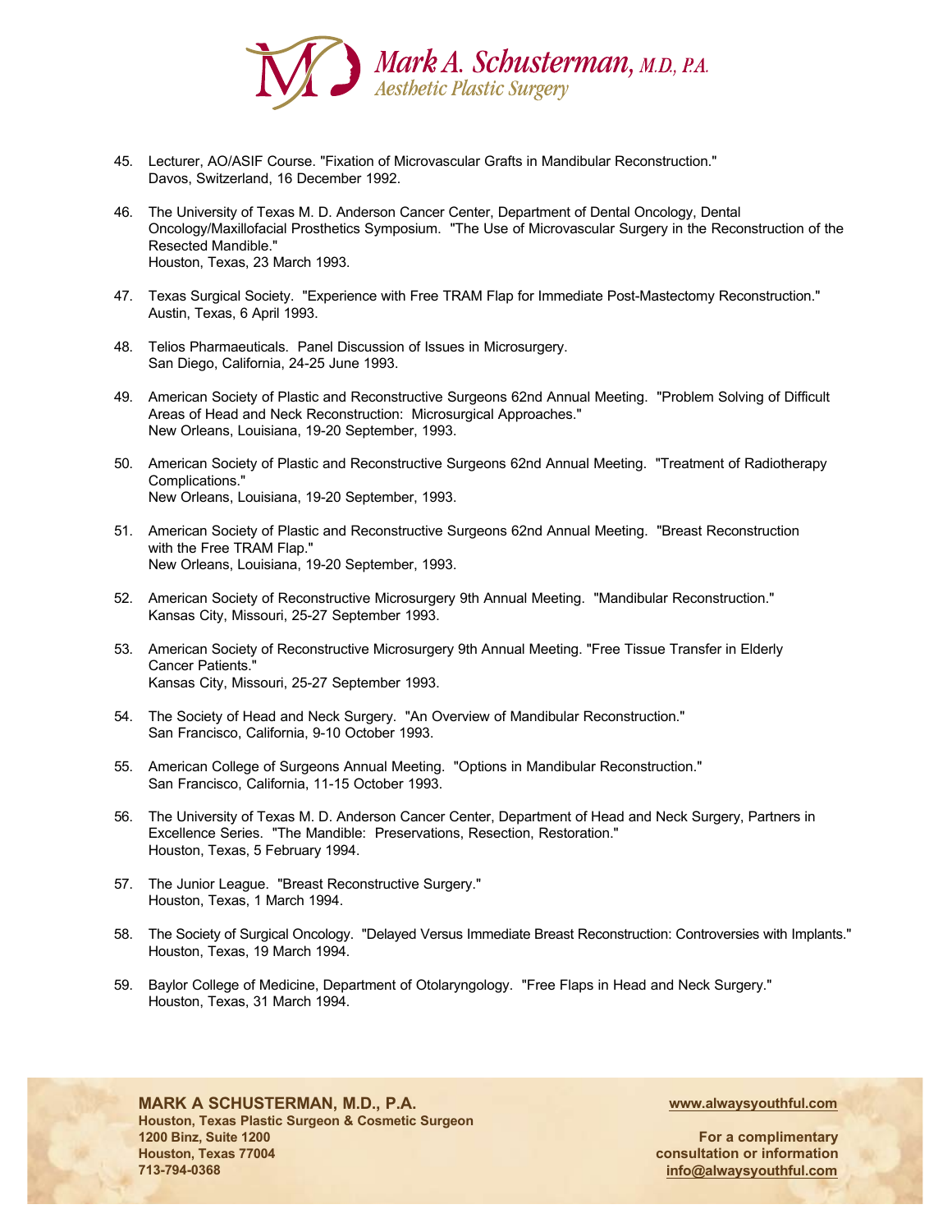45. Lecturer, AO/ASIF Course. "Fixation of Microvascular Grafts in Mandibular Reconstruction."
    Davos, Switzerland, 16 December 1992.

46. The University of Texas M. D. Anderson Cancer Center, Department of Dental Oncology, Dental Oncology/Maxillofacial Prosthetics Symposium. "The Use of Microvascular Surgery in the Reconstruction of the Resected Mandible."
    Houston, Texas, 23 March 1993.

47. Texas Surgical Society. "Experience with Free TRAM Flap for Immediate Post-Mastectomy Reconstruction."
    Austin, Texas, 6 April 1993.

48. Telios Pharmaceuticals. Panel Discussion of Issues in Microsurgery.
    San Diego, California, 24-25 June 1993.

49. American Society of Plastic and Reconstructive Surgeons 62nd Annual Meeting. "Problem Solving of Difficult Areas of Head and Neck Reconstruction: Microsurgical Approaches."
    New Orleans, Louisiana, 19-20 September, 1993.

50. American Society of Plastic and Reconstructive Surgeons 62nd Annual Meeting. "Treatment of Radiotherapy Complications."
    New Orleans, Louisiana, 19-20 September, 1993.

51. American Society of Plastic and Reconstructive Surgeons 62nd Annual Meeting. "Breast Reconstruction with the Free TRAM Flap."
    New Orleans, Louisiana, 19-20 September, 1993.

52. American Society of Reconstructive Microsurgery 9th Annual Meeting. "Mandibular Reconstruction."
    Kansas City, Missouri, 25-27 September 1993.

53. American Society of Reconstructive Microsurgery 9th Annual Meeting. "Free Tissue Transfer in Elderly Cancer Patients."
    Kansas City, Missouri, 25-27 September 1993.

54. The Society of Head and Neck Surgery. "An Overview of Mandibular Reconstruction."
    San Francisco, California, 9-10 October 1993.

55. American College of Surgeons Annual Meeting. "Options in Mandibular Reconstruction."
    San Francisco, California, 11-15 October 1993.

56. The University of Texas M. D. Anderson Cancer Center, Department of Head and Neck Surgery, Partners in Excellence Series. "The Mandible: Preservations, Resection, Restoration."
    Houston, Texas, 5 February 1994.

57. The Junior League. "Breast Reconstructive Surgery."
    Houston, Texas, 1 March 1994.

58. The Society of Surgical Oncology. "Delayed Versus Immediate Breast Reconstruction: Controversies with Implants."
    Houston, Texas, 19 March 1994.

59. Baylor College of Medicine, Department of Otolaryngology. "Free Flaps in Head and Neck Surgery."
    Houston, Texas, 31 March 1994.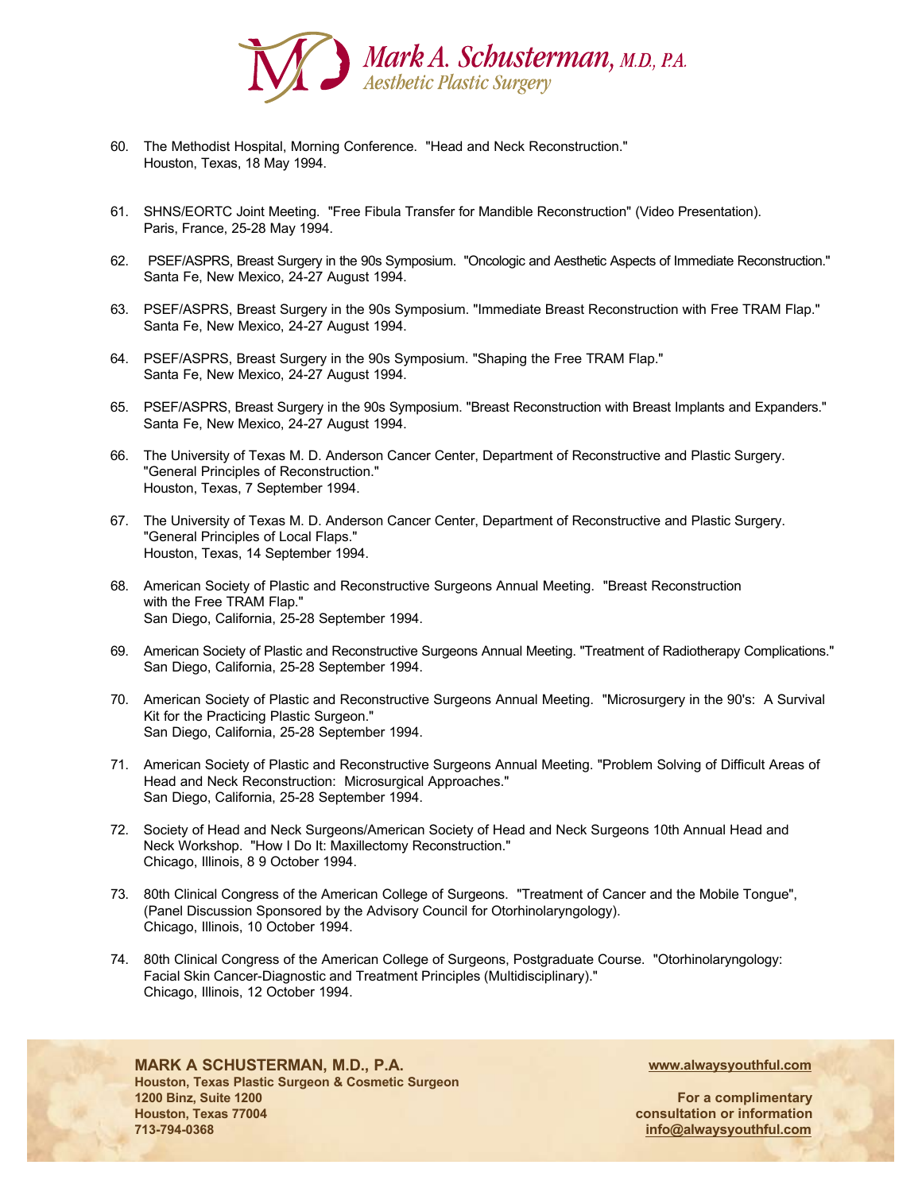60. The Methodist Hospital, Morning Conference. "Head and Neck Reconstruction."
    Houston, Texas, 18 May 1994.

61. SHNS/EORTC Joint Meeting. "Free Fibula Transfer for Mandible Reconstruction" (Video Presentation).
    Paris, France, 25-28 May 1994.

62. PSEF/ASPRS, Breast Surgery in the 90s Symposium. "Oncologic and Aesthetic Aspects of Immediate Reconstruction."
    Santa Fe, New Mexico, 24-27 August 1994.

63. PSEF/ASPRS, Breast Surgery in the 90s Symposium. "Immediate Breast Reconstruction with Free TRAM Flap."
    Santa Fe, New Mexico, 24-27 August 1994.

64. PSEF/ASPRS, Breast Surgery in the 90s Symposium. "Shaping the Free TRAM Flap."
    Santa Fe, New Mexico, 24-27 August 1994.

65. PSEF/ASPRS, Breast Surgery in the 90s Symposium. "Breast Reconstruction with Breast Implants and Expanders."
    Santa Fe, New Mexico, 24-27 August 1994.

66. The University of Texas M. D. Anderson Cancer Center, Department of Reconstructive and Plastic Surgery.
    "General Principles of Reconstruction."
    Houston, Texas, 7 September 1994.

67. The University of Texas M. D. Anderson Cancer Center, Department of Reconstructive and Plastic Surgery.
    "General Principles of Local Flaps."
    Houston, Texas, 14 September 1994.

68. American Society of Plastic and Reconstructive Surgeons Annual Meeting. "Breast Reconstruction with the Free TRAM Flap."
    San Diego, California, 25-28 September 1994.

69. American Society of Plastic and Reconstructive Surgeons Annual Meeting. "Treatment of Radiotherapy Complications."
    San Diego, California, 25-28 September 1994.

70. American Society of Plastic and Reconstructive Surgeons Annual Meeting. "Microsurgery in the 90's: A Survival Kit for the Practicing Plastic Surgeon."
    San Diego, California, 25-28 September 1994.

71. American Society of Plastic and Reconstructive Surgeons Annual Meeting. "Problem Solving of Difficult Areas of Head and Neck Reconstruction: Microsurgical Approaches."
    San Diego, California, 25-28 September 1994.

72. Society of Head and Neck Surgeons/American Society of Head and Neck Surgeons 10th Annual Head and Neck Workshop. "How I Do It: Maxillectomy Reconstruction."
    Chicago, Illinois, 8 9 October 1994.

73. 80th Clinical Congress of the American College of Surgeons. "Treatment of Cancer and the Mobile Tongue", (Panel Discussion Sponsored by the Advisory Council for Otorhinolaryngology).
    Chicago, Illinois, 10 October 1994.

74. 80th Clinical Congress of the American College of Surgeons, Postgraduate Course. "Otorhinolaryngology: Facial Skin Cancer-Diagnostic and Treatment Principles (Multidisciplinary)."
    Chicago, Illinois, 12 October 1994.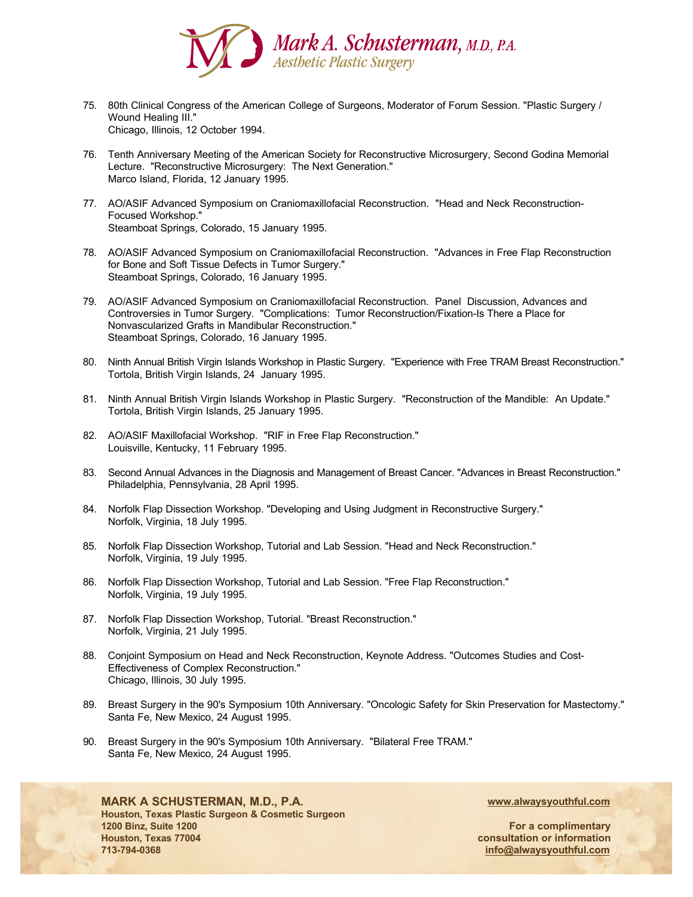75. 80th Clinical Congress of the American College of Surgeons, Moderator of Forum Session. "Plastic Surgery / Wound Healing III."
    Chicago, Illinois, 12 October 1994.

76. Tenth Anniversary Meeting of the American Society for Reconstructive Microsurgery, Second Godina Memorial Lecture. "Reconstructive Microsurgery: The Next Generation."
    Marco Island, Florida, 12 January 1995.

77. AO/ASIF Advanced Symposium on Craniomaxillofacial Reconstruction. "Head and Neck Reconstruction-Focused Workshop."
    Steamboat Springs, Colorado, 15 January 1995.

78. AO/ASIF Advanced Symposium on Craniomaxillofacial Reconstruction. "Advances in Free Flap Reconstruction for Bone and Soft Tissue Defects in Tumor Surgery."
    Steamboat Springs, Colorado, 16 January 1995.

79. AO/ASIF Advanced Symposium on Craniomaxillofacial Reconstruction. Panel Discussion, Advances and Controversies in Tumor Surgery. "Complications: Tumor Reconstruction/Fixation-Is There a Place for Nonvascularized Grafts in Mandibular Reconstruction."
    Steamboat Springs, Colorado, 16 January 1995.

80. Ninth Annual British Virgin Islands Workshop in Plastic Surgery. "Experience with Free TRAM Breast Reconstruction."
    Tortola, British Virgin Islands, 24 January 1995.

81. Ninth Annual British Virgin Islands Workshop in Plastic Surgery. "Reconstruction of the Mandible: An Update."
    Tortola, British Virgin Islands, 25 January 1995.

82. AO/ASIF Maxillofacial Workshop. "RIF in Free Flap Reconstruction."
    Louisville, Kentucky, 11 February 1995.

83. Second Annual Advances in the Diagnosis and Management of Breast Cancer. "Advances in Breast Reconstruction."
    Philadelphia, Pennsylvania, 28 April 1995.

84. Norfolk Flap Dissection Workshop. "Developing and Using Judgment in Reconstructive Surgery."
    Norfolk, Virginia, 18 July 1995.

85. Norfolk Flap Dissection Workshop, Tutorial and Lab Session. "Head and Neck Reconstruction."
    Norfolk, Virginia, 19 July 1995.

86. Norfolk Flap Dissection Workshop, Tutorial and Lab Session. "Free Flap Reconstruction."
    Norfolk, Virginia, 19 July 1995.

87. Norfolk Flap Dissection Workshop, Tutorial. "Breast Reconstruction."
    Norfolk, Virginia, 21 July 1995.

88. Conjoint Symposium on Head and Neck Reconstruction, Keynote Address. "Outcomes Studies and Cost-Effectiveness of Complex Reconstruction."
    Chicago, Illinois, 30 July 1995.

89. Breast Surgery in the 90's Symposium 10th Anniversary. "Oncologic Safety for Skin Preservation for Mastectomy."
    Santa Fe, New Mexico, 24 August 1995.

90. Breast Surgery in the 90's Symposium 10th Anniversary. "Bilateral Free TRAM."
    Santa Fe, New Mexico, 24 August 1995.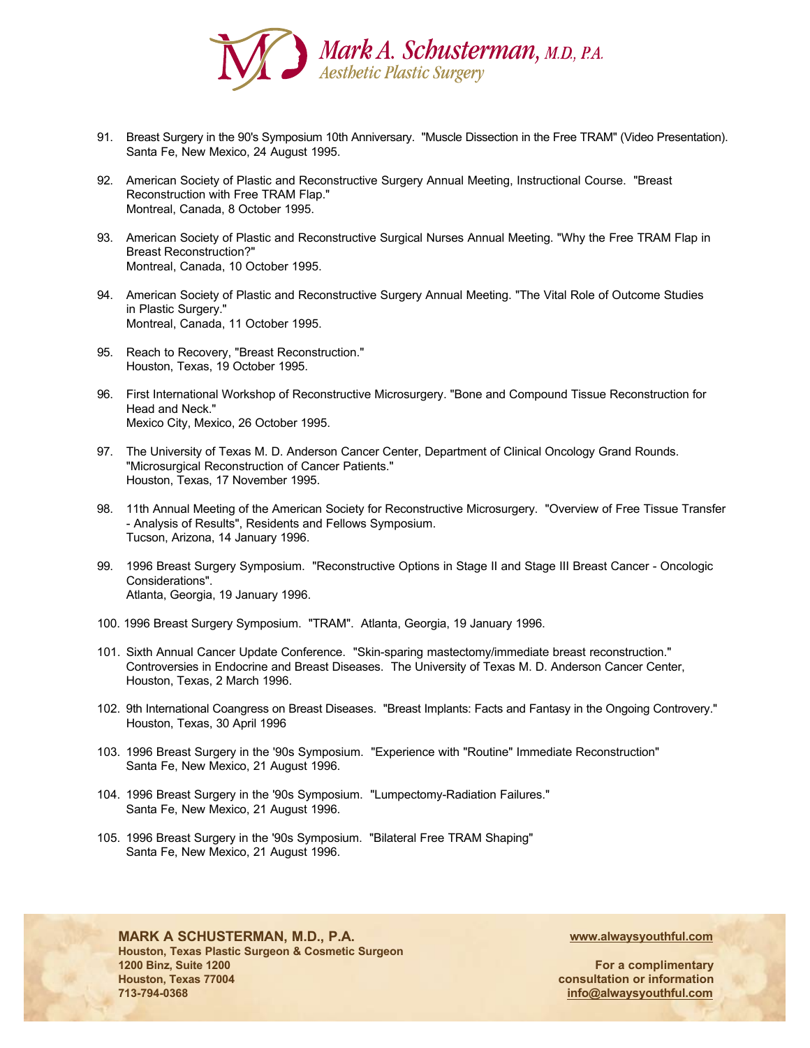91. Breast Surgery in the 90's Symposium 10th Anniversary. "Muscle Dissection in the Free TRAM" (Video Presentation). Santa Fe, New Mexico, 24 August 1995.

92. American Society of Plastic and Reconstructive Surgery Annual Meeting, Instructional Course. "Breast Reconstruction with Free TRAM Flap." Montreal, Canada, 8 October 1995.

93. American Society of Plastic and Reconstructive Surgical Nurses Annual Meeting. "Why the Free TRAM Flap in Breast Reconstruction?" Montreal, Canada, 10 October 1995.

94. American Society of Plastic and Reconstructive Surgery Annual Meeting. "The Vital Role of Outcome Studies in Plastic Surgery." Montreal, Canada, 11 October 1995.

95. Reach to Recovery, "Breast Reconstruction." Houston, Texas, 19 October 1995.

96. First International Workshop of Reconstructive Microsurgery. "Bone and Compound Tissue Reconstruction for Head and Neck." Mexico City, Mexico, 26 October 1995.

97. The University of Texas M. D. Anderson Cancer Center, Department of Clinical Oncology Grand Rounds. "Microsurgical Reconstruction of Cancer Patients." Houston, Texas, 17 November 1995.

98. 11th Annual Meeting of the American Society for Reconstructive Microsurgery. "Overview of Free Tissue Transfer - Analysis of Results", Residents and Fellows Symposium. Tucson, Arizona, 14 January 1996.

99. 1996 Breast Surgery Symposium. "Reconstructive Options in Stage II and Stage III Breast Cancer - Oncologic Considerations". Atlanta, Georgia, 19 January 1996.

100. 1996 Breast Surgery Symposium. "TRAM". Atlanta, Georgia, 19 January 1996.

101. Sixth Annual Cancer Update Conference. "Skin-sparing mastectomy/immediate breast reconstruction." Controversies in Endocrine and Breast Diseases. The University of Texas M. D. Anderson Cancer Center, Houston, Texas, 2 March 1996.

102. 9th International Coangress on Breast Diseases. "Breast Implants: Facts and Fantasy in the Ongoing Controvery." Houston, Texas, 30 April 1996

103. 1996 Breast Surgery in the '90s Symposium. "Experience with "Routine" Immediate Reconstruction" Santa Fe, New Mexico, 21 August 1996.

104. 1996 Breast Surgery in the '90s Symposium. "Lumpectomy-Radiation Failures." Santa Fe, New Mexico, 21 August 1996.

105. 1996 Breast Surgery in the '90s Symposium. "Bilateral Free TRAM Shaping" Santa Fe, New Mexico, 21 August 1996.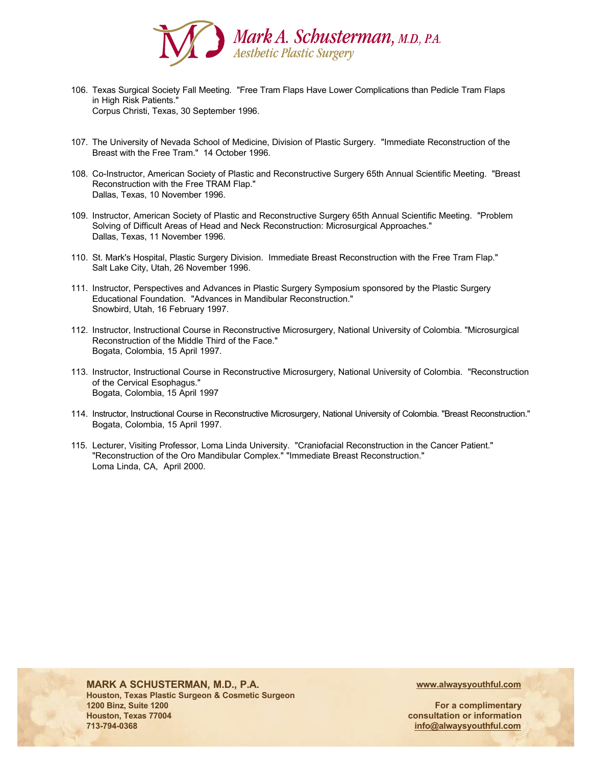106. Texas Surgical Society Fall Meeting. "Free Tram Flaps Have Lower Complications than Pedicle Tram Flaps in High Risk Patients."
Corpus Christi, Texas, 30 September 1996.

107. The University of Nevada School of Medicine, Division of Plastic Surgery. "Immediate Reconstruction of the Breast with the Free Tram." 14 October 1996.

108. Co-Instructor, American Society of Plastic and Reconstructive Surgery 65th Annual Scientific Meeting. "Breast Reconstruction with the Free TRAM Flap."
Dallas, Texas, 10 November 1996.

109. Instructor, American Society of Plastic and Reconstructive Surgery 65th Annual Scientific Meeting. "Problem Solving of Difficult Areas of Head and Neck Reconstruction: Microsurgical Approaches."
Dallas, Texas, 11 November 1996.

110. St. Mark's Hospital, Plastic Surgery Division. Immediate Breast Reconstruction with the Free Tram Flap."
Salt Lake City, Utah, 26 November 1996.

111. Instructor, Perspectives and Advances in Plastic Surgery Symposium sponsored by the Plastic Surgery Educational Foundation. "Advances in Mandibular Reconstruction."
Snowbird, Utah, 16 February 1997.

112. Instructor, Instructional Course in Reconstructive Microsurgery, National University of Colombia. "Microsurgical Reconstruction of the Middle Third of the Face."
Bogata, Colombia, 15 April 1997.

113. Instructor, Instructional Course in Reconstructive Microsurgery, National University of Colombia. "Reconstruction of the Cervical Esophagus."
Bogata, Colombia, 15 April 1997

114. Instructor, Instructional Course in Reconstructive Microsurgery, National University of Colombia. "Breast Reconstruction."
Bogata, Colombia, 15 April 1997.

115. Lecturer, Visiting Professor, Loma Linda University. "Craniofacial Reconstruction in the Cancer Patient." "Reconstruction of the Oro Mandibular Complex." "Immediate Breast Reconstruction."
Loma Linda, CA, April 2000.